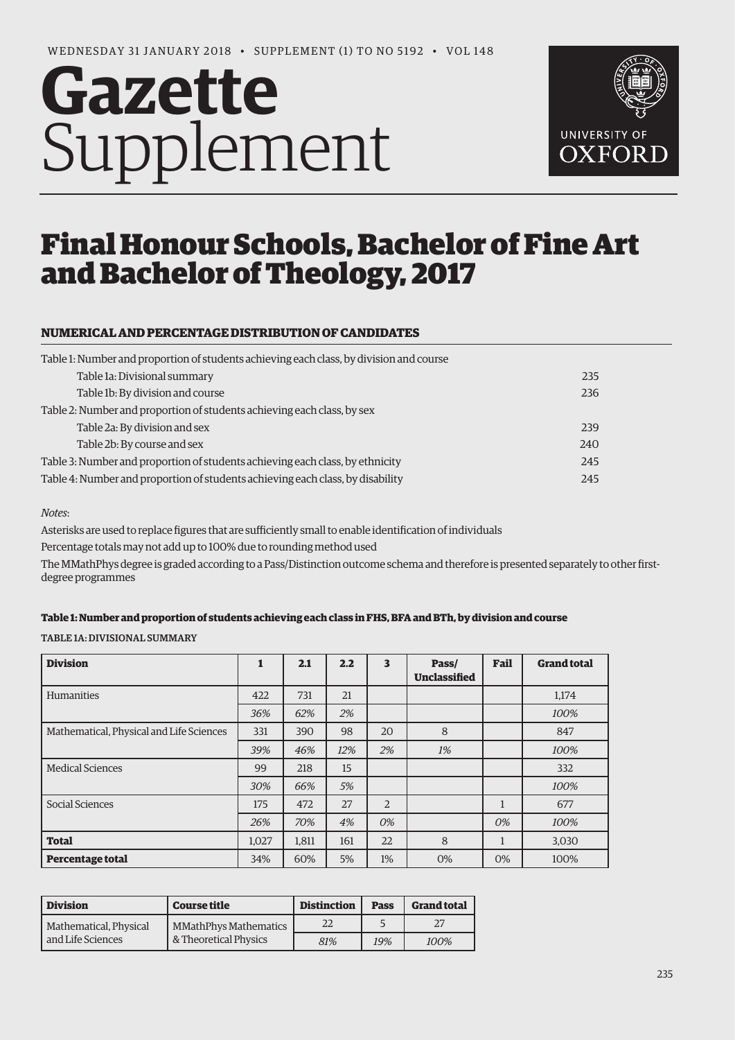WEDNESDAY 31 JANUARY 2018 • SUPPLEMENT (1) TO NO 5192 • VOL 148

# Gazette Supplement

UNIVERSITY OF OXFORD

# Final Honour Schools, Bachelor of Fine Art and Bachelor of Theology, 2017

## NUMERICAL AND PERCENTAGE DISTRIBUTION OF CANDIDATES

| | |
|---|---|
| Table 1: Number and proportion of students achieving each class, by division and course | |
| Table 1a: Divisional summary | 235 |
| Table 1b: By division and course | 236 |
| Table 2: Number and proportion of students achieving each class, by sex | |
| Table 2a: By division and sex | 239 |
| Table 2b: By course and sex | 240 |
| Table 3: Number and proportion of students achieving each class, by ethnicity | 245 |
| Table 4: Number and proportion of students achieving each class, by disability | 245 |

*Notes*:

Asterisks are used to replace figures that are sufficiently small to enable identification of individuals

Percentage totals may not add up to 100% due to rounding method used

The MMathPhys degree is graded according to a Pass/Distinction outcome schema and therefore is presented separately to other first-degree programmes

#### Table 1: Number and proportion of students achieving each class in FHS, BFA and BTh, by division and course

TABLE 1A: DIVISIONAL SUMMARY

| Division | 1 | 2.1 | 2.2 | 3 | Pass/ Unclassified | Fail | Grand total |
|---|---|---|---|---|---|---|---|
| Humanities | 422 | 731 | 21 | | | | 1,174 |
| | *36%* | *62%* | *2%* | | | | *100%* |
| Mathematical, Physical and Life Sciences | 331 | 390 | 98 | 20 | 8 | | 847 |
| | *39%* | *46%* | *12%* | *2%* | *1%* | | *100%* |
| Medical Sciences | 99 | 218 | 15 | | | | 332 |
| | *30%* | *66%* | *5%* | | | | *100%* |
| Social Sciences | 175 | 472 | 27 | 2 | | 1 | 677 |
| | *26%* | *70%* | *4%* | *0%* | | *0%* | *100%* |
| **Total** | 1,027 | 1,811 | 161 | 22 | 8 | 1 | 3,030 |
| **Percentage total** | 34% | 60% | 5% | 1% | 0% | 0% | 100% |

| Division | Course title | Distinction | Pass | Grand total |
|---|---|---|---|---|
| Mathematical, Physical and Life Sciences | MMathPhys Mathematics & Theoretical Physics | 22 | 5 | 27 |
| | | *81%* | *19%* | *100%* |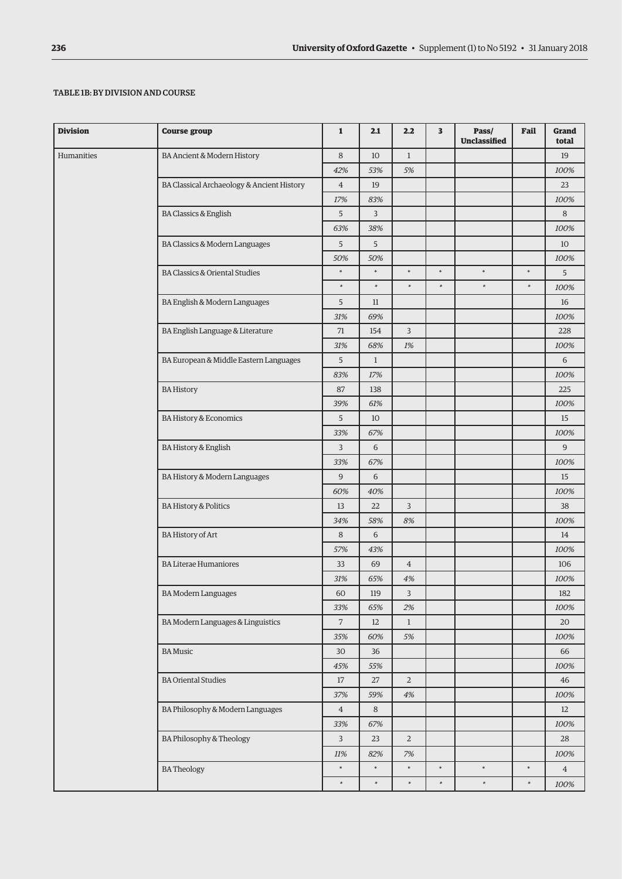#### TABLE 1B: BY DIVISION AND COURSE

| Division | Course group | 1 | 2.1 | 2.2 | 3 | Pass/ Unclassified | Fail | Grand total |
|---|---|---|---|---|---|---|---|---|
| Humanities | BA Ancient & Modern History | 8 | 10 | 1 | | | | 19 |
| | | *42%* | *53%* | *5%* | | | | *100%* |
| | BA Classical Archaeology & Ancient History | 4 | 19 | | | | | 23 |
| | | *17%* | *83%* | | | | | *100%* |
| | BA Classics & English | 5 | 3 | | | | | 8 |
| | | *63%* | *38%* | | | | | *100%* |
| | BA Classics & Modern Languages | 5 | 5 | | | | | 10 |
| | | *50%* | *50%* | | | | | *100%* |
| | BA Classics & Oriental Studies | * | * | * | * | * | * | 5 |
| | | * | * | * | * | * | * | *100%* |
| | BA English & Modern Languages | 5 | 11 | | | | | 16 |
| | | *31%* | *69%* | | | | | *100%* |
| | BA English Language & Literature | 71 | 154 | 3 | | | | 228 |
| | | *31%* | *68%* | *1%* | | | | *100%* |
| | BA European & Middle Eastern Languages | 5 | 1 | | | | | 6 |
| | | *83%* | *17%* | | | | | *100%* |
| | BA History | 87 | 138 | | | | | 225 |
| | | *39%* | *61%* | | | | | *100%* |
| | BA History & Economics | 5 | 10 | | | | | 15 |
| | | *33%* | *67%* | | | | | *100%* |
| | BA History & English | 3 | 6 | | | | | 9 |
| | | *33%* | *67%* | | | | | *100%* |
| | BA History & Modern Languages | 9 | 6 | | | | | 15 |
| | | *60%* | *40%* | | | | | *100%* |
| | BA History & Politics | 13 | 22 | 3 | | | | 38 |
| | | *34%* | *58%* | *8%* | | | | *100%* |
| | BA History of Art | 8 | 6 | | | | | 14 |
| | | *57%* | *43%* | | | | | *100%* |
| | BA Literae Humaniores | 33 | 69 | 4 | | | | 106 |
| | | *31%* | *65%* | *4%* | | | | *100%* |
| | BA Modern Languages | 60 | 119 | 3 | | | | 182 |
| | | *33%* | *65%* | *2%* | | | | *100%* |
| | BA Modern Languages & Linguistics | 7 | 12 | 1 | | | | 20 |
| | | *35%* | *60%* | *5%* | | | | *100%* |
| | BA Music | 30 | 36 | | | | | 66 |
| | | *45%* | *55%* | | | | | *100%* |
| | BA Oriental Studies | 17 | 27 | 2 | | | | 46 |
| | | *37%* | *59%* | *4%* | | | | *100%* |
| | BA Philosophy & Modern Languages | 4 | 8 | | | | | 12 |
| | | *33%* | *67%* | | | | | *100%* |
| | BA Philosophy & Theology | 3 | 23 | 2 | | | | 28 |
| | | *11%* | *82%* | *7%* | | | | *100%* |
| | BA Theology | * | * | * | * | * | * | 4 |
| | | * | * | * | * | * | * | *100%* |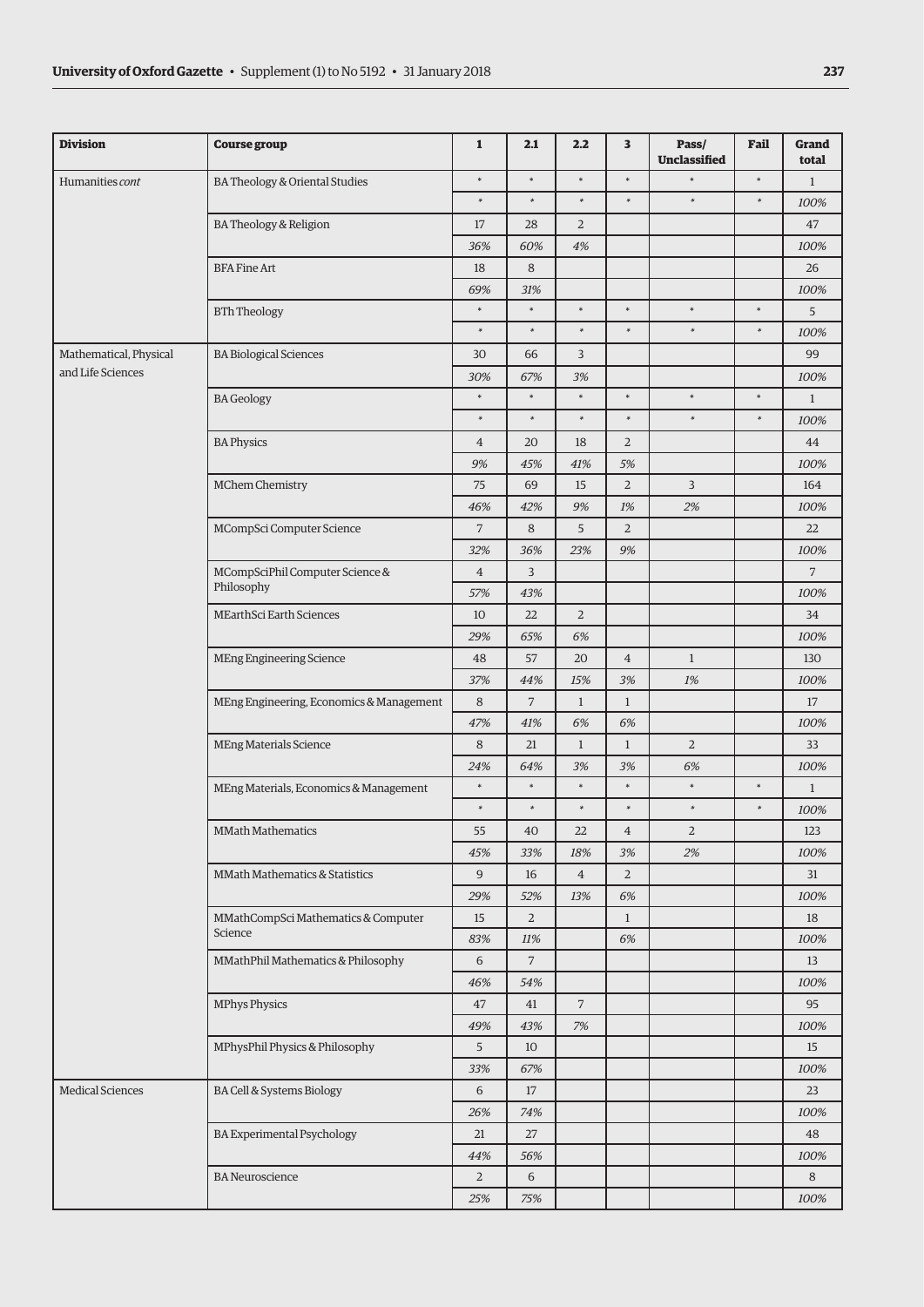| Division | Course group | 1 | 2.1 | 2.2 | 3 | Pass/ Unclassified | Fail | Grand total |
|---|---|---|---|---|---|---|---|---|
| Humanities *cont* | BA Theology & Oriental Studies | * | * | * | * | * | * | 1 |
| | | * | * | * | * | * | * | *100%* |
| | BA Theology & Religion | 17 | 28 | 2 | | | | 47 |
| | | *36%* | *60%* | *4%* | | | | *100%* |
| | BFA Fine Art | 18 | 8 | | | | | 26 |
| | | *69%* | *31%* | | | | | *100%* |
| | BTh Theology | * | * | * | * | * | * | 5 |
| | | * | * | * | * | * | * | *100%* |
| Mathematical, Physical and Life Sciences | BA Biological Sciences | 30 | 66 | 3 | | | | 99 |
| | | *30%* | *67%* | *3%* | | | | *100%* |
| | BA Geology | * | * | * | * | * | * | 1 |
| | | * | * | * | * | * | * | *100%* |
| | BA Physics | 4 | 20 | 18 | 2 | | | 44 |
| | | *9%* | *45%* | *41%* | *5%* | | | *100%* |
| | MChem Chemistry | 75 | 69 | 15 | 2 | 3 | | 164 |
| | | *46%* | *42%* | *9%* | *1%* | *2%* | | *100%* |
| | MCompSci Computer Science | 7 | 8 | 5 | 2 | | | 22 |
| | | *32%* | *36%* | *23%* | *9%* | | | *100%* |
| | MCompSciPhil Computer Science & Philosophy | 4 | 3 | | | | | 7 |
| | | *57%* | *43%* | | | | | *100%* |
| | MEarthSci Earth Sciences | 10 | 22 | 2 | | | | 34 |
| | | *29%* | *65%* | *6%* | | | | *100%* |
| | MEng Engineering Science | 48 | 57 | 20 | 4 | 1 | | 130 |
| | | *37%* | *44%* | *15%* | *3%* | *1%* | | *100%* |
| | MEng Engineering, Economics & Management | 8 | 7 | 1 | 1 | | | 17 |
| | | *47%* | *41%* | *6%* | *6%* | | | *100%* |
| | MEng Materials Science | 8 | 21 | 1 | 1 | 2 | | 33 |
| | | *24%* | *64%* | *3%* | *3%* | *6%* | | *100%* |
| | MEng Materials, Economics & Management | * | * | * | * | * | * | 1 |
| | | * | * | * | * | * | * | *100%* |
| | MMath Mathematics | 55 | 40 | 22 | 4 | 2 | | 123 |
| | | *45%* | *33%* | *18%* | *3%* | *2%* | | *100%* |
| | MMath Mathematics & Statistics | 9 | 16 | 4 | 2 | | | 31 |
| | | *29%* | *52%* | *13%* | *6%* | | | *100%* |
| | MMathCompSci Mathematics & Computer Science | 15 | 2 | | 1 | | | 18 |
| | | *83%* | *11%* | | *6%* | | | *100%* |
| | MMathPhil Mathematics & Philosophy | 6 | 7 | | | | | 13 |
| | | *46%* | *54%* | | | | | *100%* |
| | MPhys Physics | 47 | 41 | 7 | | | | 95 |
| | | *49%* | *43%* | *7%* | | | | *100%* |
| | MPhysPhil Physics & Philosophy | 5 | 10 | | | | | 15 |
| | | *33%* | *67%* | | | | | *100%* |
| Medical Sciences | BA Cell & Systems Biology | 6 | 17 | | | | | 23 |
| | | *26%* | *74%* | | | | | *100%* |
| | BA Experimental Psychology | 21 | 27 | | | | | 48 |
| | | *44%* | *56%* | | | | | *100%* |
| | BA Neuroscience | 2 | 6 | | | | | 8 |
| | | *25%* | *75%* | | | | | *100%* |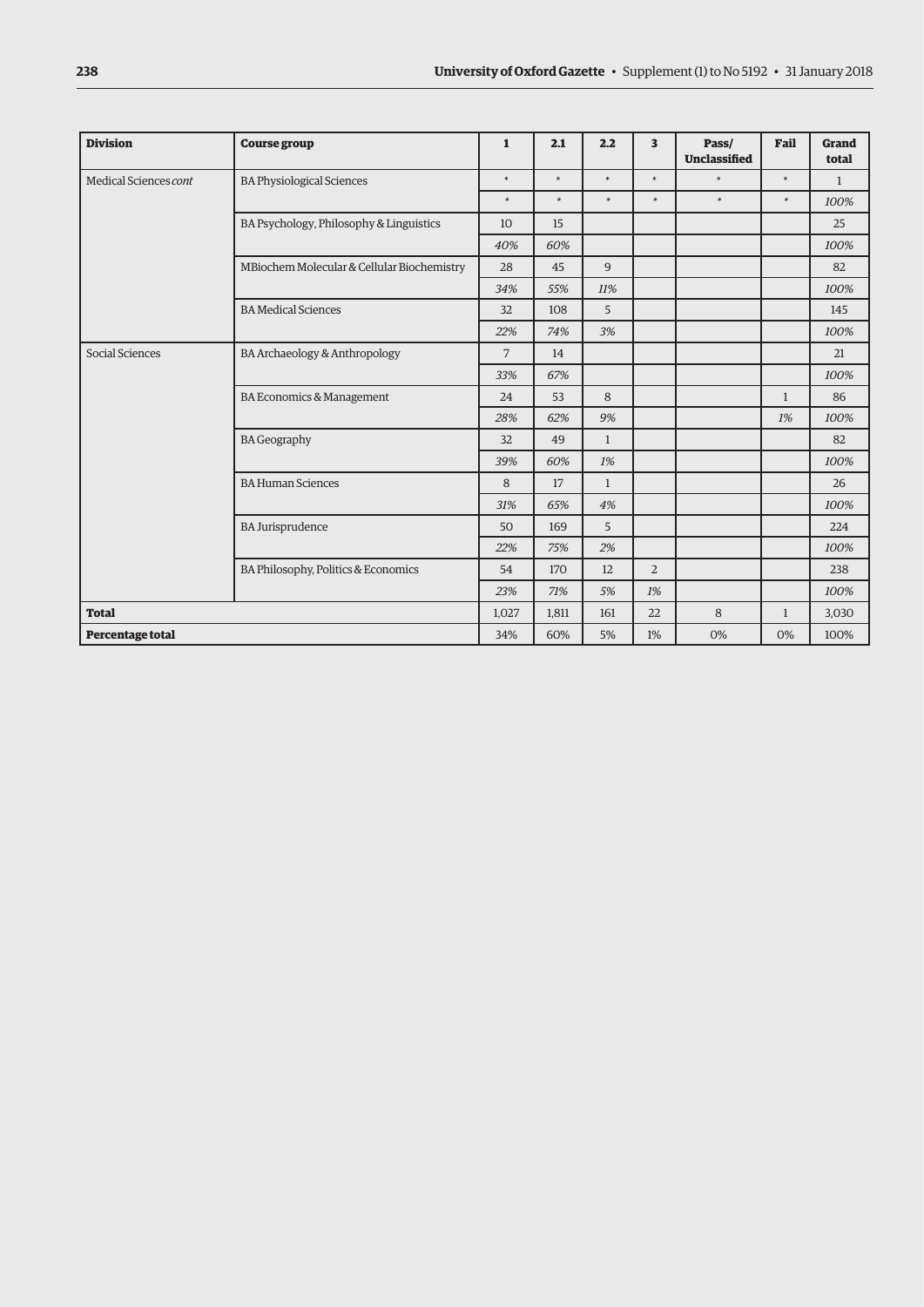| Division | Course group | 1 | 2.1 | 2.2 | 3 | Pass/ Unclassified | Fail | Grand total |
|---|---|---|---|---|---|---|---|---|
| Medical Sciences *cont* | BA Physiological Sciences | * | * | * | * | * | * | 1 |
| | | * | * | * | * | * | * | *100%* |
| | BA Psychology, Philosophy & Linguistics | 10 | 15 | | | | | 25 |
| | | *40%* | *60%* | | | | | *100%* |
| | MBiochem Molecular & Cellular Biochemistry | 28 | 45 | 9 | | | | 82 |
| | | *34%* | *55%* | *11%* | | | | *100%* |
| | BA Medical Sciences | 32 | 108 | 5 | | | | 145 |
| | | *22%* | *74%* | *3%* | | | | *100%* |
| Social Sciences | BA Archaeology & Anthropology | 7 | 14 | | | | | 21 |
| | | *33%* | *67%* | | | | | *100%* |
| | BA Economics & Management | 24 | 53 | 8 | | | 1 | 86 |
| | | *28%* | *62%* | *9%* | | | *1%* | *100%* |
| | BA Geography | 32 | 49 | 1 | | | | 82 |
| | | *39%* | *60%* | *1%* | | | | *100%* |
| | BA Human Sciences | 8 | 17 | 1 | | | | 26 |
| | | *31%* | *65%* | *4%* | | | | *100%* |
| | BA Jurisprudence | 50 | 169 | 5 | | | | 224 |
| | | *22%* | *75%* | *2%* | | | | *100%* |
| | BA Philosophy, Politics & Economics | 54 | 170 | 12 | 2 | | | 238 |
| | | *23%* | *71%* | *5%* | *1%* | | | *100%* |
| **Total** | | 1,027 | 1,811 | 161 | 22 | 8 | 1 | 3,030 |
| **Percentage total** | | 34% | 60% | 5% | 1% | 0% | 0% | 100% |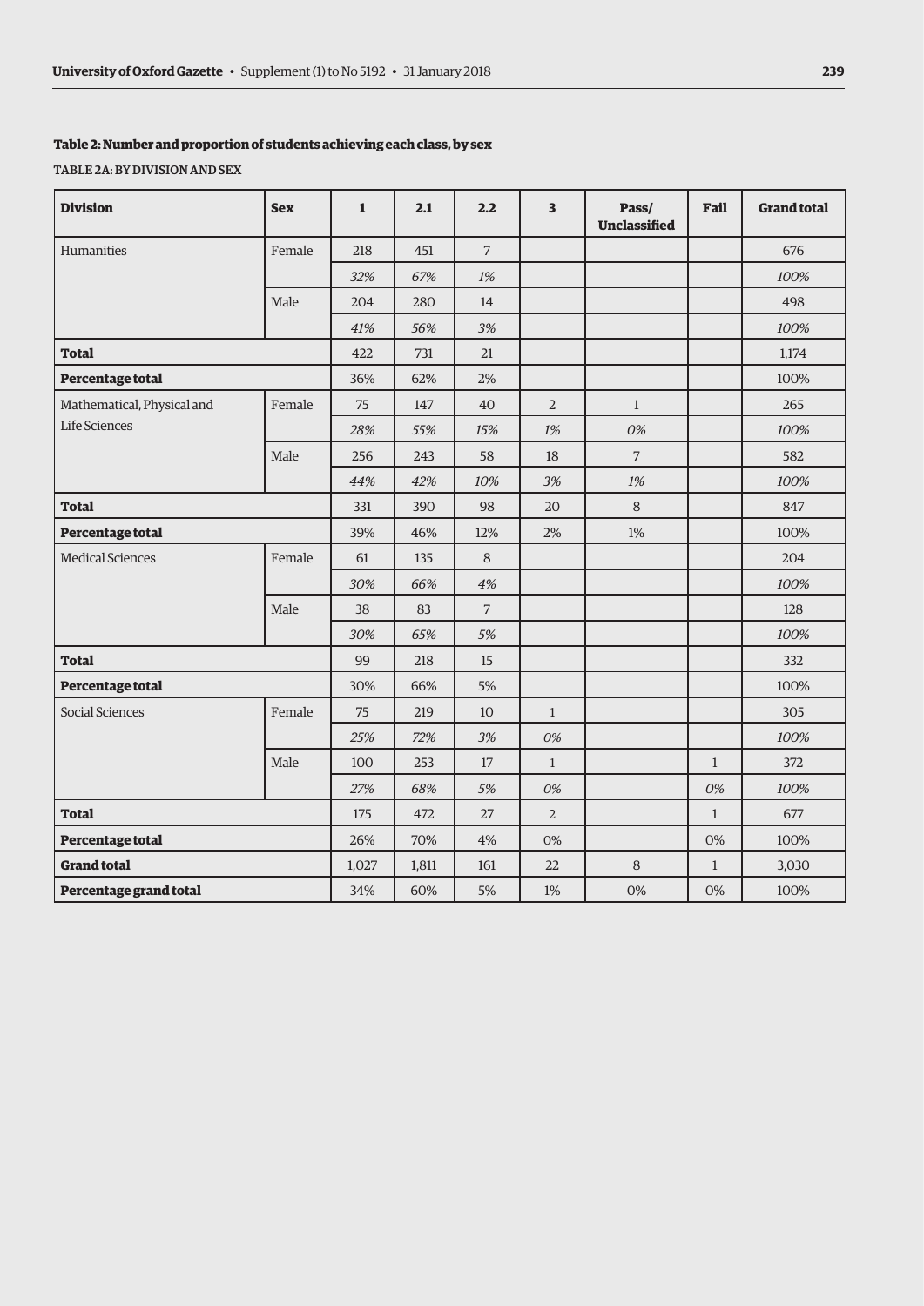### Table 2: Number and proportion of students achieving each class, by sex

TABLE 2A: BY DIVISION AND SEX

| Division | Sex | 1 | 2.1 | 2.2 | 3 | Pass/ Unclassified | Fail | Grand total |
|---|---|---|---|---|---|---|---|---|
| Humanities | Female | 218 | 451 | 7 | | | | 676 |
| | | *32%* | *67%* | *1%* | | | | *100%* |
| | Male | 204 | 280 | 14 | | | | 498 |
| | | *41%* | *56%* | *3%* | | | | *100%* |
| **Total** | | 422 | 731 | 21 | | | | 1,174 |
| **Percentage total** | | 36% | 62% | 2% | | | | 100% |
| Mathematical, Physical and Life Sciences | Female | 75 | 147 | 40 | 2 | 1 | | 265 |
| | | *28%* | *55%* | *15%* | *1%* | *0%* | | *100%* |
| | Male | 256 | 243 | 58 | 18 | 7 | | 582 |
| | | *44%* | *42%* | *10%* | *3%* | *1%* | | *100%* |
| **Total** | | 331 | 390 | 98 | 20 | 8 | | 847 |
| **Percentage total** | | 39% | 46% | 12% | 2% | 1% | | 100% |
| Medical Sciences | Female | 61 | 135 | 8 | | | | 204 |
| | | *30%* | *66%* | *4%* | | | | *100%* |
| | Male | 38 | 83 | 7 | | | | 128 |
| | | *30%* | *65%* | *5%* | | | | *100%* |
| **Total** | | 99 | 218 | 15 | | | | 332 |
| **Percentage total** | | 30% | 66% | 5% | | | | 100% |
| Social Sciences | Female | 75 | 219 | 10 | 1 | | | 305 |
| | | *25%* | *72%* | *3%* | *0%* | | | *100%* |
| | Male | 100 | 253 | 17 | 1 | | 1 | 372 |
| | | *27%* | *68%* | *5%* | *0%* | | *0%* | *100%* |
| **Total** | | 175 | 472 | 27 | 2 | | 1 | 677 |
| **Percentage total** | | 26% | 70% | 4% | 0% | | 0% | 100% |
| **Grand total** | | 1,027 | 1,811 | 161 | 22 | 8 | 1 | 3,030 |
| **Percentage grand total** | | 34% | 60% | 5% | 1% | 0% | 0% | 100% |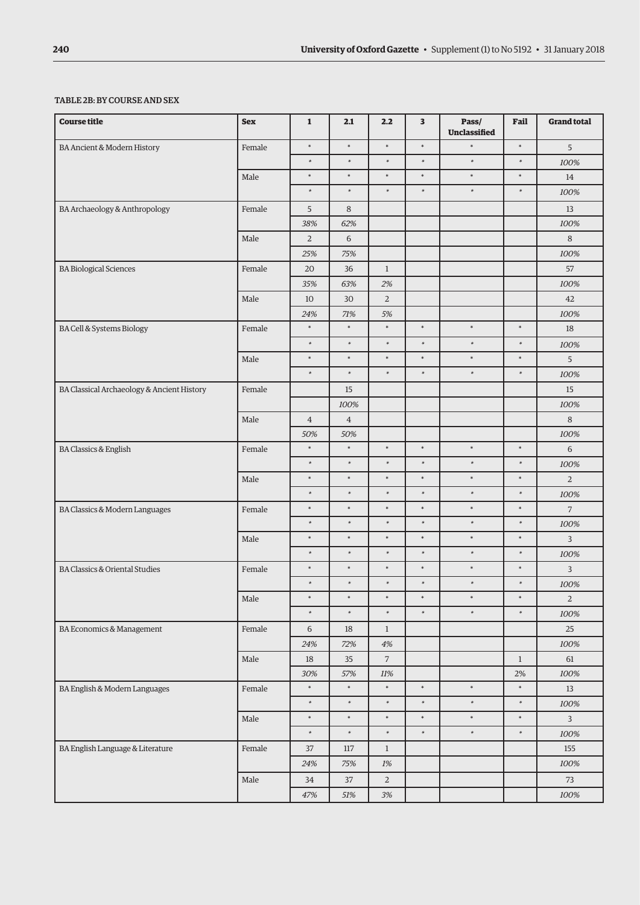TABLE 2B: BY COURSE AND SEX

| Course title | Sex | 1 | 2.1 | 2.2 | 3 | Pass/ Unclassified | Fail | Grand total |
|---|---|---|---|---|---|---|---|---|
| BA Ancient & Modern History | Female | * | * | * | * | * | * | 5 |
| | | * | * | * | * | * | * | *100%* |
| | Male | * | * | * | * | * | * | 14 |
| | | * | * | * | * | * | * | *100%* |
| BA Archaeology & Anthropology | Female | 5 | 8 | | | | | 13 |
| | | *38%* | *62%* | | | | | *100%* |
| | Male | 2 | 6 | | | | | 8 |
| | | *25%* | *75%* | | | | | *100%* |
| BA Biological Sciences | Female | 20 | 36 | 1 | | | | 57 |
| | | *35%* | *63%* | *2%* | | | | *100%* |
| | Male | 10 | 30 | 2 | | | | 42 |
| | | *24%* | *71%* | *5%* | | | | *100%* |
| BA Cell & Systems Biology | Female | * | * | * | * | * | * | 18 |
| | | * | * | * | * | * | * | *100%* |
| | Male | * | * | * | * | * | * | 5 |
| | | * | * | * | * | * | * | *100%* |
| BA Classical Archaeology & Ancient History | Female | | 15 | | | | | 15 |
| | | | *100%* | | | | | *100%* |
| | Male | 4 | 4 | | | | | 8 |
| | | *50%* | *50%* | | | | | *100%* |
| BA Classics & English | Female | * | * | * | * | * | * | 6 |
| | | * | * | * | * | * | * | *100%* |
| | Male | * | * | * | * | * | * | 2 |
| | | * | * | * | * | * | * | *100%* |
| BA Classics & Modern Languages | Female | * | * | * | * | * | * | 7 |
| | | * | * | * | * | * | * | *100%* |
| | Male | * | * | * | * | * | * | 3 |
| | | * | * | * | * | * | * | *100%* |
| BA Classics & Oriental Studies | Female | * | * | * | * | * | * | 3 |
| | | * | * | * | * | * | * | *100%* |
| | Male | * | * | * | * | * | * | 2 |
| | | * | * | * | * | * | * | *100%* |
| BA Economics & Management | Female | 6 | 18 | 1 | | | | 25 |
| | | *24%* | *72%* | *4%* | | | | *100%* |
| | Male | 18 | 35 | 7 | | | 1 | 61 |
| | | *30%* | *57%* | *11%* | | | 2% | *100%* |
| BA English & Modern Languages | Female | * | * | * | * | * | * | 13 |
| | | * | * | * | * | * | * | *100%* |
| | Male | * | * | * | * | * | * | 3 |
| | | * | * | * | * | * | * | *100%* |
| BA English Language & Literature | Female | 37 | 117 | 1 | | | | 155 |
| | | *24%* | *75%* | *1%* | | | | *100%* |
| | Male | 34 | 37 | 2 | | | | 73 |
| | | *47%* | *51%* | *3%* | | | | *100%* |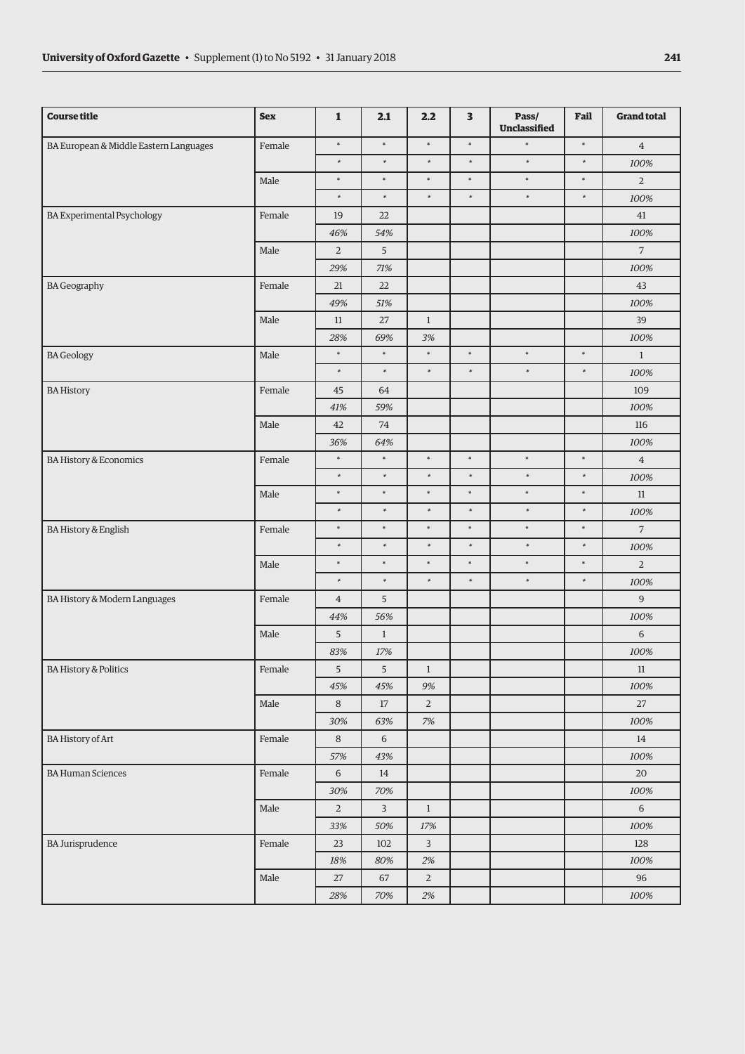| Course title | Sex | 1 | 2.1 | 2.2 | 3 | Pass/ Unclassified | Fail | Grand total |
|---|---|---|---|---|---|---|---|---|
| BA European & Middle Eastern Languages | Female | * | * | * | * | * | * | 4 |
| | | * | * | * | * | * | * | *100%* |
| | Male | * | * | * | * | * | * | 2 |
| | | * | * | * | * | * | * | *100%* |
| BA Experimental Psychology | Female | 19 | 22 | | | | | 41 |
| | | *46%* | *54%* | | | | | *100%* |
| | Male | 2 | 5 | | | | | 7 |
| | | *29%* | *71%* | | | | | *100%* |
| BA Geography | Female | 21 | 22 | | | | | 43 |
| | | *49%* | *51%* | | | | | *100%* |
| | Male | 11 | 27 | 1 | | | | 39 |
| | | *28%* | *69%* | *3%* | | | | *100%* |
| BA Geology | Male | * | * | * | * | * | * | 1 |
| | | * | * | * | * | * | * | *100%* |
| BA History | Female | 45 | 64 | | | | | 109 |
| | | *41%* | *59%* | | | | | *100%* |
| | Male | 42 | 74 | | | | | 116 |
| | | *36%* | *64%* | | | | | *100%* |
| BA History & Economics | Female | * | * | * | * | * | * | 4 |
| | | * | * | * | * | * | * | *100%* |
| | Male | * | * | * | * | * | * | 11 |
| | | * | * | * | * | * | * | *100%* |
| BA History & English | Female | * | * | * | * | * | * | 7 |
| | | * | * | * | * | * | * | *100%* |
| | Male | * | * | * | * | * | * | 2 |
| | | * | * | * | * | * | * | *100%* |
| BA History & Modern Languages | Female | 4 | 5 | | | | | 9 |
| | | *44%* | *56%* | | | | | *100%* |
| | Male | 5 | 1 | | | | | 6 |
| | | *83%* | *17%* | | | | | *100%* |
| BA History & Politics | Female | 5 | 5 | 1 | | | | 11 |
| | | *45%* | *45%* | *9%* | | | | *100%* |
| | Male | 8 | 17 | 2 | | | | 27 |
| | | *30%* | *63%* | *7%* | | | | *100%* |
| BA History of Art | Female | 8 | 6 | | | | | 14 |
| | | *57%* | *43%* | | | | | *100%* |
| BA Human Sciences | Female | 6 | 14 | | | | | 20 |
| | | *30%* | *70%* | | | | | *100%* |
| | Male | 2 | 3 | 1 | | | | 6 |
| | | *33%* | *50%* | *17%* | | | | *100%* |
| BA Jurisprudence | Female | 23 | 102 | 3 | | | | 128 |
| | | *18%* | *80%* | *2%* | | | | *100%* |
| | Male | 27 | 67 | 2 | | | | 96 |
| | | *28%* | *70%* | *2%* | | | | *100%* |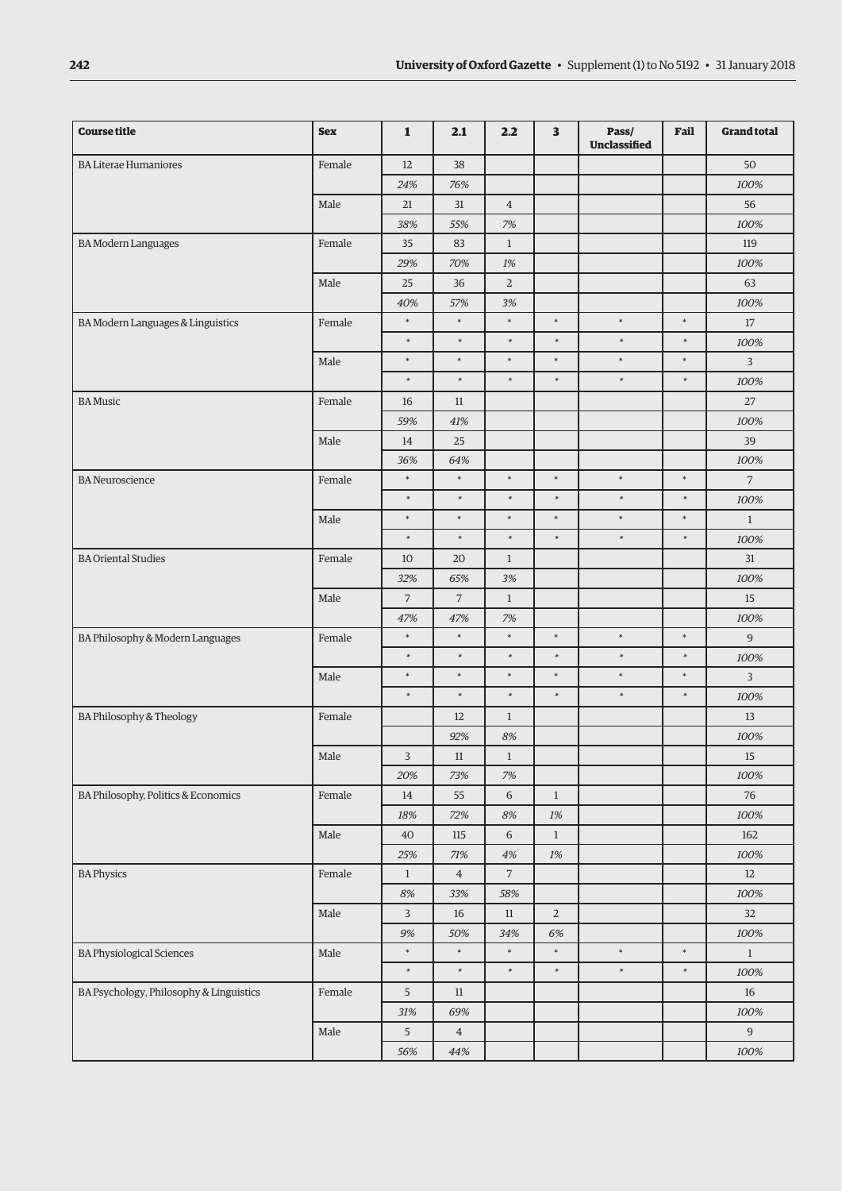| Course title | Sex | 1 | 2.1 | 2.2 | 3 | Pass/ Unclassified | Fail | Grand total |
|---|---|---|---|---|---|---|---|---|
| BA Literae Humaniores | Female | 12 | 38 | | | | | 50 |
| | | *24%* | *76%* | | | | | *100%* |
| | Male | 21 | 31 | 4 | | | | 56 |
| | | *38%* | *55%* | *7%* | | | | *100%* |
| BA Modern Languages | Female | 35 | 83 | 1 | | | | 119 |
| | | *29%* | *70%* | *1%* | | | | *100%* |
| | Male | 25 | 36 | 2 | | | | 63 |
| | | *40%* | *57%* | *3%* | | | | *100%* |
| BA Modern Languages & Linguistics | Female | * | * | * | * | * | * | 17 |
| | | * | * | * | * | * | * | *100%* |
| | Male | * | * | * | * | * | * | 3 |
| | | * | * | * | * | * | * | *100%* |
| BA Music | Female | 16 | 11 | | | | | 27 |
| | | *59%* | *41%* | | | | | *100%* |
| | Male | 14 | 25 | | | | | 39 |
| | | *36%* | *64%* | | | | | *100%* |
| BA Neuroscience | Female | * | * | * | * | * | * | 7 |
| | | * | * | * | * | * | * | *100%* |
| | Male | * | * | * | * | * | * | 1 |
| | | * | * | * | * | * | * | *100%* |
| BA Oriental Studies | Female | 10 | 20 | 1 | | | | 31 |
| | | *32%* | *65%* | *3%* | | | | *100%* |
| | Male | 7 | 7 | 1 | | | | 15 |
| | | *47%* | *47%* | *7%* | | | | *100%* |
| BA Philosophy & Modern Languages | Female | * | * | * | * | * | * | 9 |
| | | * | * | * | * | * | * | *100%* |
| | Male | * | * | * | * | * | * | 3 |
| | | * | * | * | * | * | * | *100%* |
| BA Philosophy & Theology | Female | | 12 | 1 | | | | 13 |
| | | | *92%* | *8%* | | | | *100%* |
| | Male | 3 | 11 | 1 | | | | 15 |
| | | *20%* | *73%* | *7%* | | | | *100%* |
| BA Philosophy, Politics & Economics | Female | 14 | 55 | 6 | 1 | | | 76 |
| | | *18%* | *72%* | *8%* | *1%* | | | *100%* |
| | Male | 40 | 115 | 6 | 1 | | | 162 |
| | | *25%* | *71%* | *4%* | *1%* | | | *100%* |
| BA Physics | Female | 1 | 4 | 7 | | | | 12 |
| | | *8%* | *33%* | *58%* | | | | *100%* |
| | Male | 3 | 16 | 11 | 2 | | | 32 |
| | | *9%* | *50%* | *34%* | *6%* | | | *100%* |
| BA Physiological Sciences | Male | * | * | * | * | * | * | 1 |
| | | * | * | * | * | * | * | *100%* |
| BA Psychology, Philosophy & Linguistics | Female | 5 | 11 | | | | | 16 |
| | | *31%* | *69%* | | | | | *100%* |
| | Male | 5 | 4 | | | | | 9 |
| | | *56%* | *44%* | | | | | *100%* |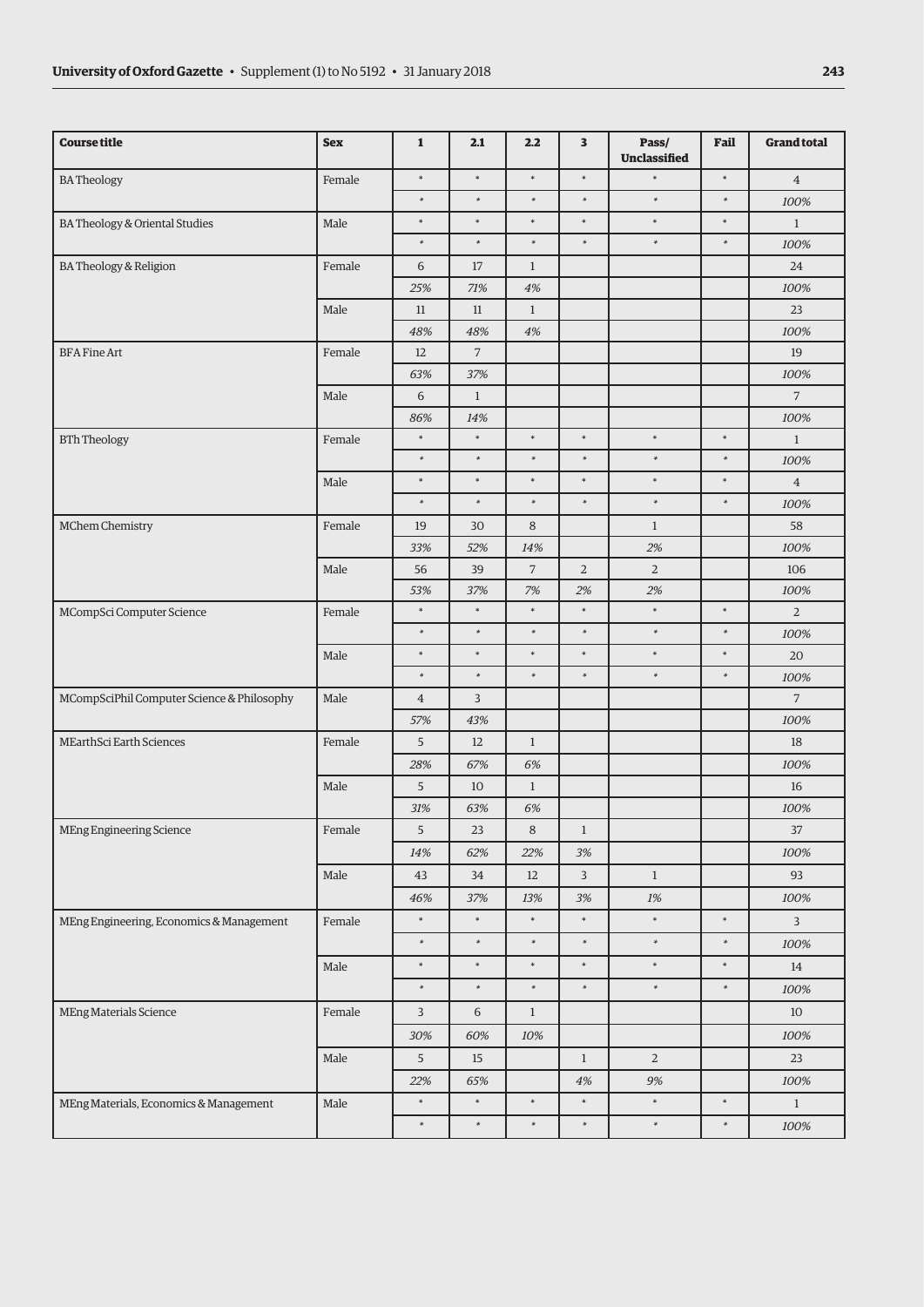| Course title | Sex | 1 | 2.1 | 2.2 | 3 | Pass/ Unclassified | Fail | Grand total |
|---|---|---|---|---|---|---|---|---|
| BA Theology | Female | * | * | * | * | * | * | 4 |
| | | * | * | * | * | * | * | *100%* |
| BA Theology & Oriental Studies | Male | * | * | * | * | * | * | 1 |
| | | * | * | * | * | * | * | *100%* |
| BA Theology & Religion | Female | 6 | 17 | 1 | | | | 24 |
| | | *25%* | *71%* | *4%* | | | | *100%* |
| | Male | 11 | 11 | 1 | | | | 23 |
| | | *48%* | *48%* | *4%* | | | | *100%* |
| BFA Fine Art | Female | 12 | 7 | | | | | 19 |
| | | *63%* | *37%* | | | | | *100%* |
| | Male | 6 | 1 | | | | | 7 |
| | | *86%* | *14%* | | | | | *100%* |
| BTh Theology | Female | * | * | * | * | * | * | 1 |
| | | * | * | * | * | * | * | *100%* |
| | Male | * | * | * | * | * | * | 4 |
| | | * | * | * | * | * | * | *100%* |
| MChem Chemistry | Female | 19 | 30 | 8 | | 1 | | 58 |
| | | *33%* | *52%* | *14%* | | *2%* | | *100%* |
| | Male | 56 | 39 | 7 | 2 | 2 | | 106 |
| | | *53%* | *37%* | *7%* | *2%* | *2%* | | *100%* |
| MCompSci Computer Science | Female | * | * | * | * | * | * | 2 |
| | | * | * | * | * | * | * | *100%* |
| | Male | * | * | * | * | * | * | 20 |
| | | * | * | * | * | * | * | *100%* |
| MCompSciPhil Computer Science & Philosophy | Male | 4 | 3 | | | | | 7 |
| | | *57%* | *43%* | | | | | *100%* |
| MEarthSci Earth Sciences | Female | 5 | 12 | 1 | | | | 18 |
| | | *28%* | *67%* | *6%* | | | | *100%* |
| | Male | 5 | 10 | 1 | | | | 16 |
| | | *31%* | *63%* | *6%* | | | | *100%* |
| MEng Engineering Science | Female | 5 | 23 | 8 | 1 | | | 37 |
| | | *14%* | *62%* | *22%* | *3%* | | | *100%* |
| | Male | 43 | 34 | 12 | 3 | 1 | | 93 |
| | | *46%* | *37%* | *13%* | *3%* | *1%* | | *100%* |
| MEng Engineering, Economics & Management | Female | * | * | * | * | * | * | 3 |
| | | * | * | * | * | * | * | *100%* |
| | Male | * | * | * | * | * | * | 14 |
| | | * | * | * | * | * | * | *100%* |
| MEng Materials Science | Female | 3 | 6 | 1 | | | | 10 |
| | | *30%* | *60%* | *10%* | | | | *100%* |
| | Male | 5 | 15 | | 1 | 2 | | 23 |
| | | *22%* | *65%* | | *4%* | *9%* | | *100%* |
| MEng Materials, Economics & Management | Male | * | * | * | * | * | * | 1 |
| | | * | * | * | * | * | * | *100%* |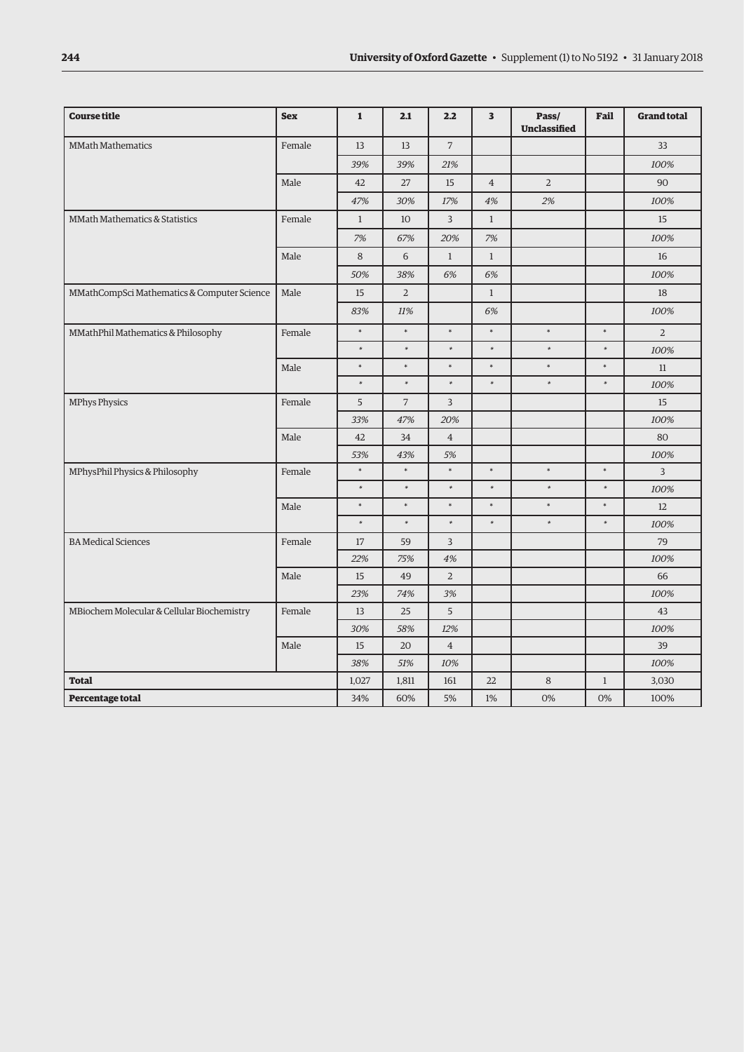| Course title | Sex | 1 | 2.1 | 2.2 | 3 | Pass/ Unclassified | Fail | Grand total |
|---|---|---|---|---|---|---|---|---|
| MMath Mathematics | Female | 13 | 13 | 7 | | | | 33 |
| | | *39%* | *39%* | *21%* | | | | *100%* |
| | Male | 42 | 27 | 15 | 4 | 2 | | 90 |
| | | *47%* | *30%* | *17%* | *4%* | *2%* | | *100%* |
| MMath Mathematics & Statistics | Female | 1 | 10 | 3 | 1 | | | 15 |
| | | *7%* | *67%* | *20%* | *7%* | | | *100%* |
| | Male | 8 | 6 | 1 | 1 | | | 16 |
| | | *50%* | *38%* | *6%* | *6%* | | | *100%* |
| MMathCompSci Mathematics & Computer Science | Male | 15 | 2 | | 1 | | | 18 |
| | | *83%* | *11%* | | *6%* | | | *100%* |
| MMathPhil Mathematics & Philosophy | Female | * | * | * | * | * | * | 2 |
| | | * | * | * | * | * | * | *100%* |
| | Male | * | * | * | * | * | * | 11 |
| | | * | * | * | * | * | * | *100%* |
| MPhys Physics | Female | 5 | 7 | 3 | | | | 15 |
| | | *33%* | *47%* | *20%* | | | | *100%* |
| | Male | 42 | 34 | 4 | | | | 80 |
| | | *53%* | *43%* | *5%* | | | | *100%* |
| MPhysPhil Physics & Philosophy | Female | * | * | * | * | * | * | 3 |
| | | * | * | * | * | * | * | *100%* |
| | Male | * | * | * | * | * | * | 12 |
| | | * | * | * | * | * | * | *100%* |
| BA Medical Sciences | Female | 17 | 59 | 3 | | | | 79 |
| | | *22%* | *75%* | *4%* | | | | *100%* |
| | Male | 15 | 49 | 2 | | | | 66 |
| | | *23%* | *74%* | *3%* | | | | *100%* |
| MBiochem Molecular & Cellular Biochemistry | Female | 13 | 25 | 5 | | | | 43 |
| | | *30%* | *58%* | *12%* | | | | *100%* |
| | Male | 15 | 20 | 4 | | | | 39 |
| | | *38%* | *51%* | *10%* | | | | *100%* |
| **Total** | | 1,027 | 1,811 | 161 | 22 | 8 | 1 | 3,030 |
| **Percentage total** | | 34% | 60% | 5% | 1% | 0% | 0% | 100% |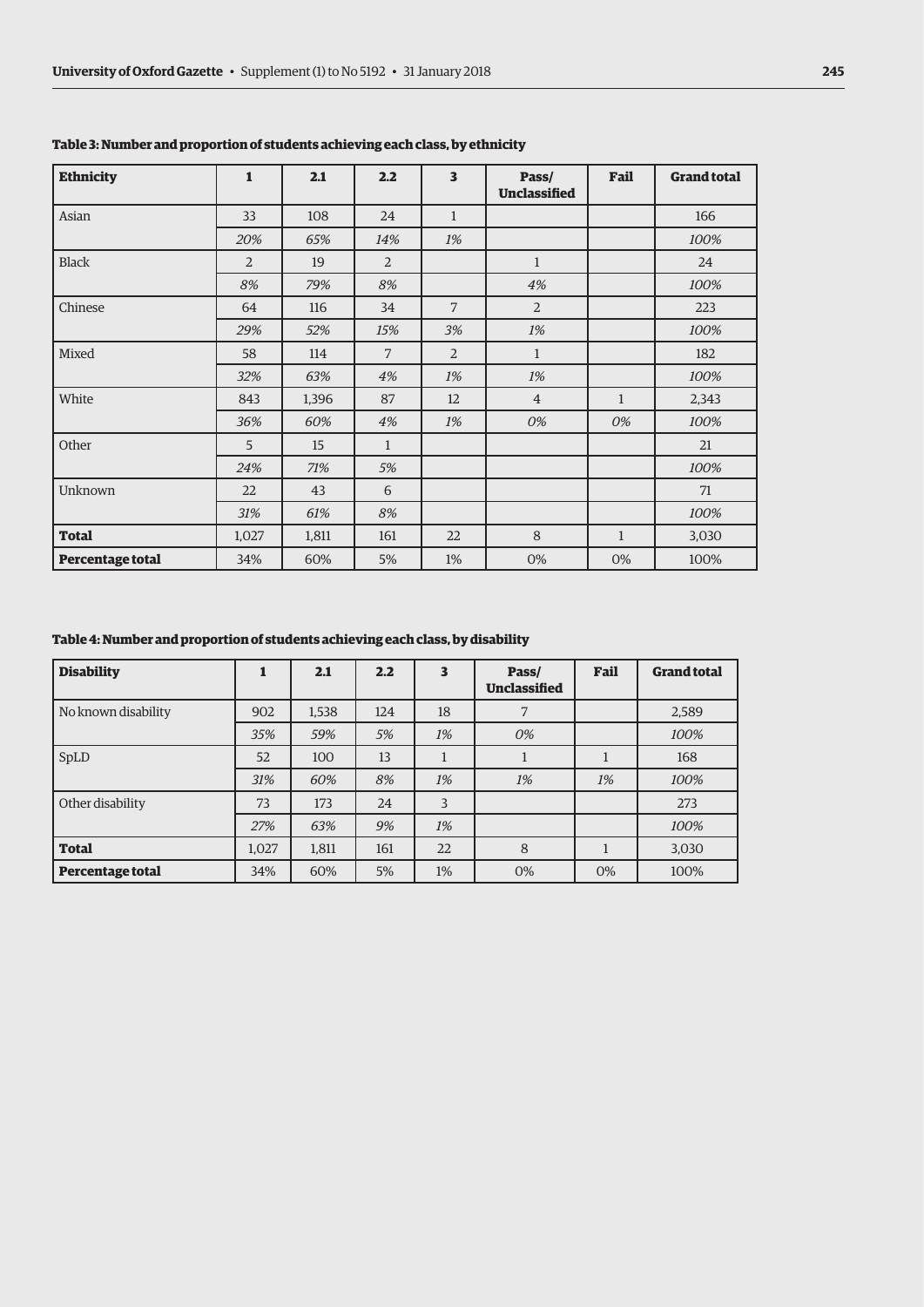**Table 3: Number and proportion of students achieving each class, by ethnicity**

| Ethnicity | 1 | 2.1 | 2.2 | 3 | Pass/ Unclassified | Fail | Grand total |
|---|---|---|---|---|---|---|---|
| Asian | 33 | 108 | 24 | 1 | | | 166 |
| | *20%* | *65%* | *14%* | *1%* | | | *100%* |
| Black | 2 | 19 | 2 | | 1 | | 24 |
| | *8%* | *79%* | *8%* | | *4%* | | *100%* |
| Chinese | 64 | 116 | 34 | 7 | 2 | | 223 |
| | *29%* | *52%* | *15%* | *3%* | *1%* | | *100%* |
| Mixed | 58 | 114 | 7 | 2 | 1 | | 182 |
| | *32%* | *63%* | *4%* | *1%* | *1%* | | *100%* |
| White | 843 | 1,396 | 87 | 12 | 4 | 1 | 2,343 |
| | *36%* | *60%* | *4%* | *1%* | *0%* | *0%* | *100%* |
| Other | 5 | 15 | 1 | | | | 21 |
| | *24%* | *71%* | *5%* | | | | *100%* |
| Unknown | 22 | 43 | 6 | | | | 71 |
| | *31%* | *61%* | *8%* | | | | *100%* |
| **Total** | 1,027 | 1,811 | 161 | 22 | 8 | 1 | 3,030 |
| **Percentage total** | 34% | 60% | 5% | 1% | 0% | 0% | 100% |

**Table 4: Number and proportion of students achieving each class, by disability**

| Disability | 1 | 2.1 | 2.2 | 3 | Pass/ Unclassified | Fail | Grand total |
|---|---|---|---|---|---|---|---|
| No known disability | 902 | 1,538 | 124 | 18 | 7 | | 2,589 |
| | *35%* | *59%* | *5%* | *1%* | *0%* | | *100%* |
| SpLD | 52 | 100 | 13 | 1 | 1 | 1 | 168 |
| | *31%* | *60%* | *8%* | *1%* | *1%* | *1%* | *100%* |
| Other disability | 73 | 173 | 24 | 3 | | | 273 |
| | *27%* | *63%* | *9%* | *1%* | | | *100%* |
| **Total** | 1,027 | 1,811 | 161 | 22 | 8 | 1 | 3,030 |
| **Percentage total** | 34% | 60% | 5% | 1% | 0% | 0% | 100% |